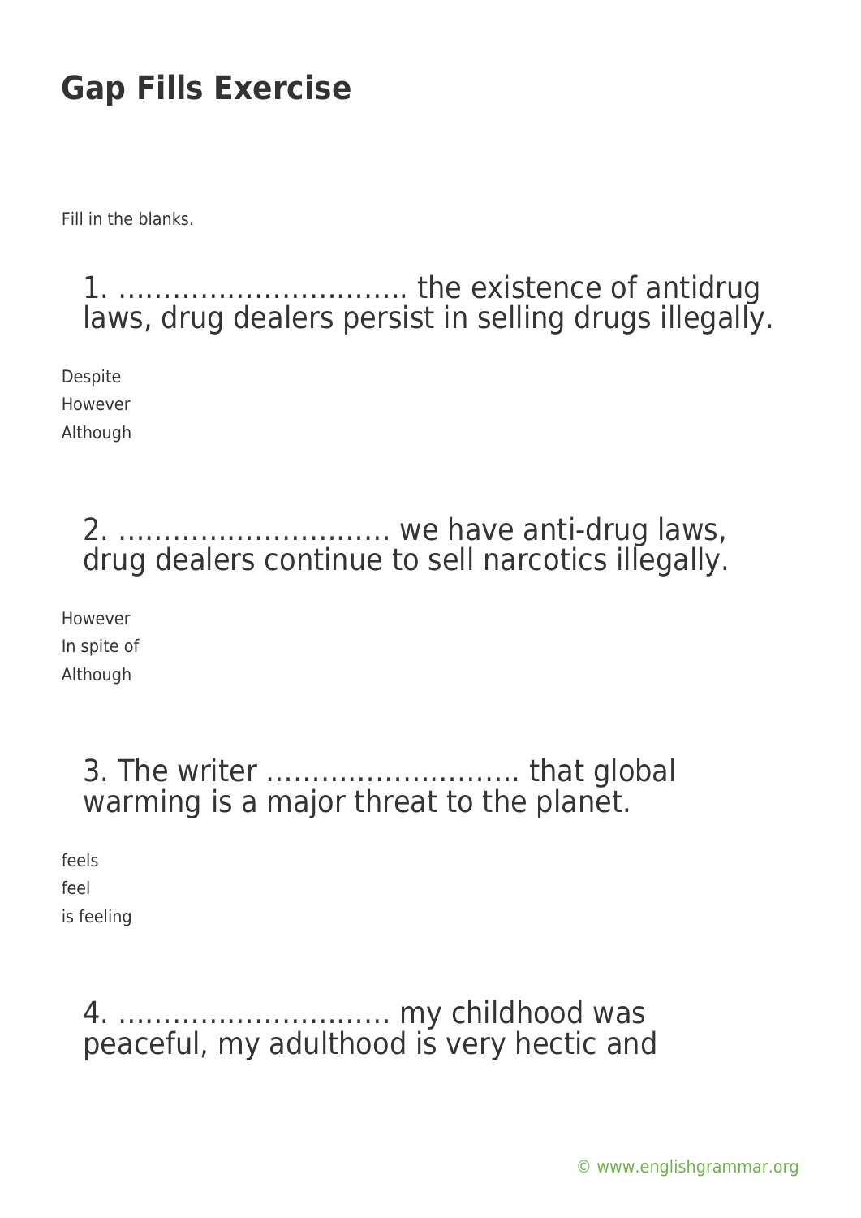# Gap Fills Exercise

Fill in the blanks.

## 1. ………………………….. the existence of antidrug laws, drug dealers persist in selling drugs illegally.

Despite
However
Although

## 2. ………………………… we have anti-drug laws, drug dealers continue to sell narcotics illegally.

However
In spite of
Although

## 3. The writer ……………………… that global warming is a major threat to the planet.

feels
feel
is feeling

## 4. ………………………… my childhood was peaceful, my adulthood is very hectic and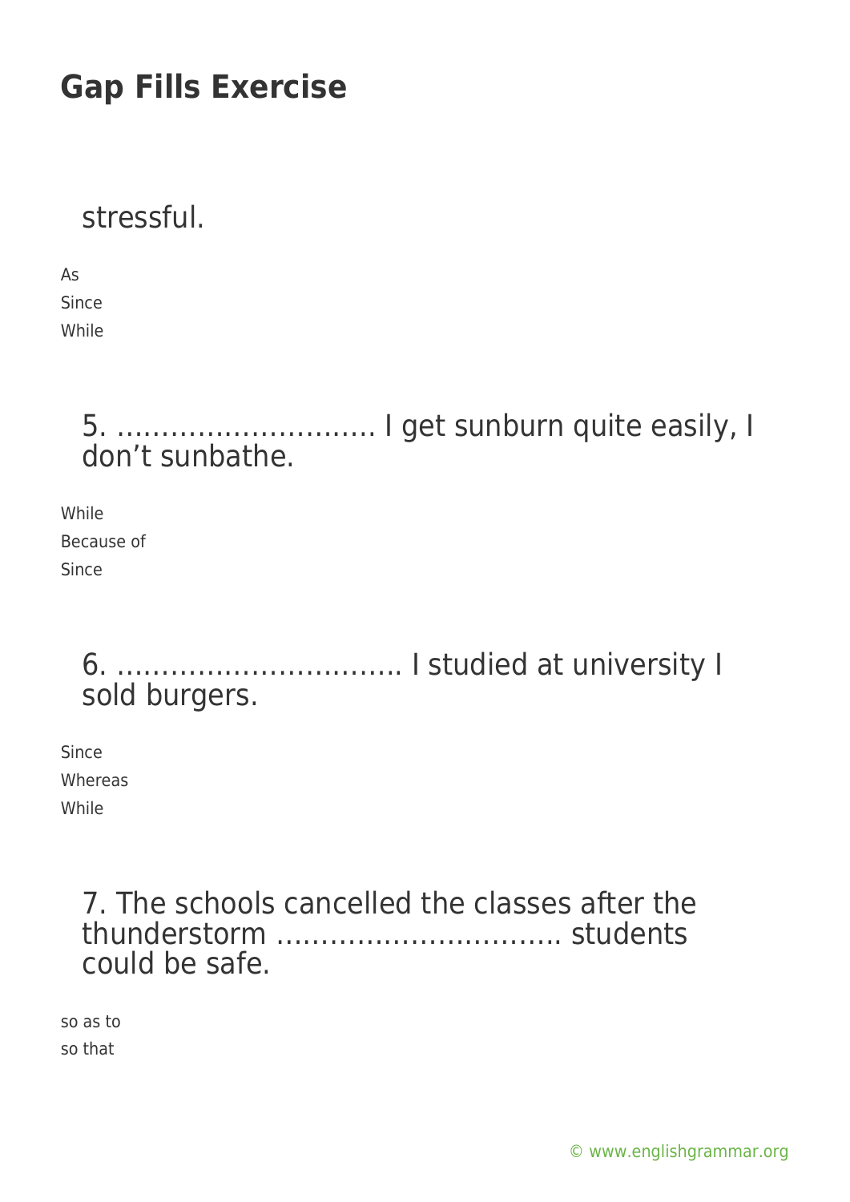stressful.

As
Since
While

5. ……………………….. I get sunburn quite easily, I don't sunbathe.

While
Because of
Since

6. ………………………….. I studied at university I sold burgers.

Since
Whereas
While

7. The schools cancelled the classes after the thunderstorm ………………………….. students could be safe.

so as to
so that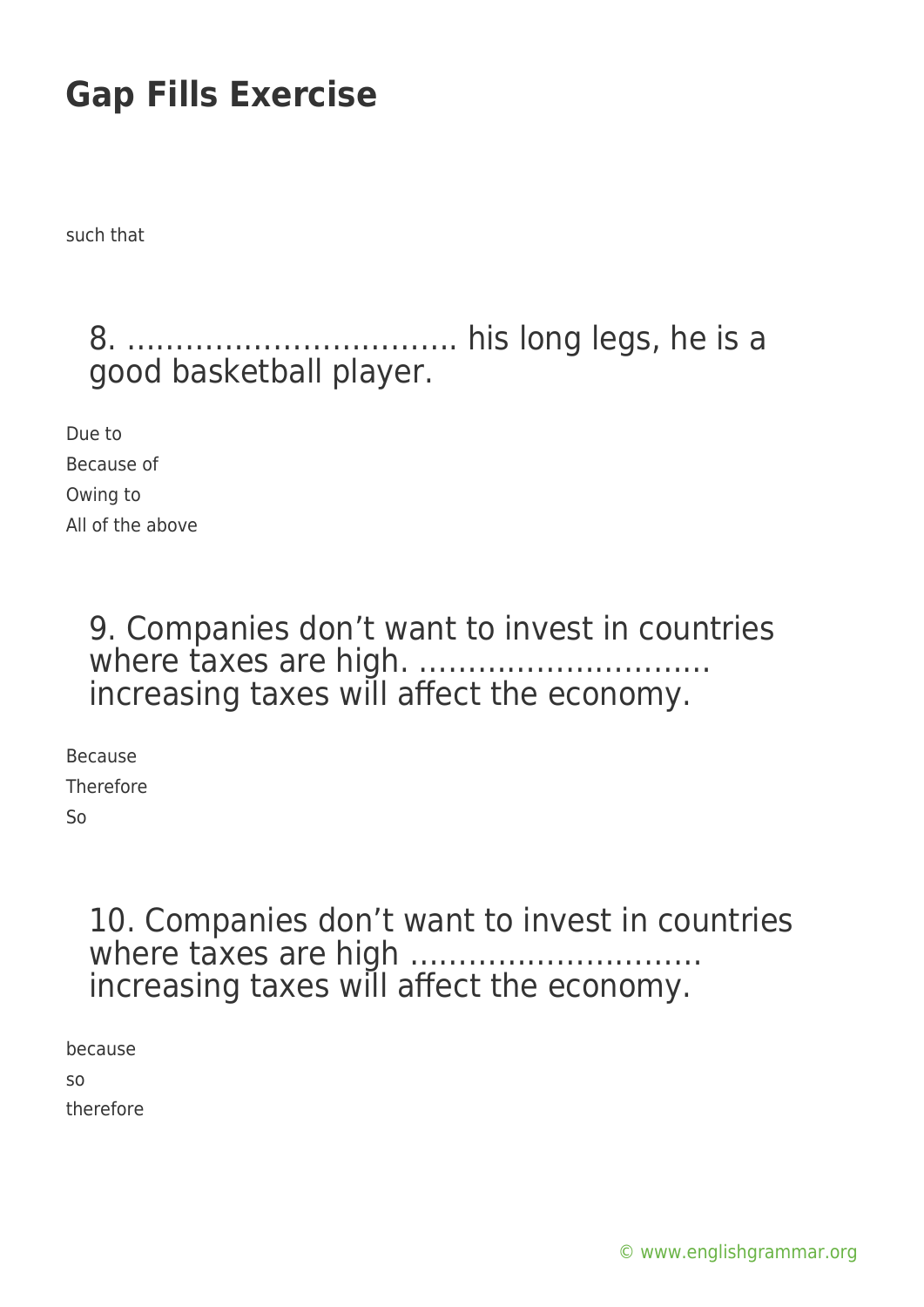# Gap Fills Exercise

such that

8. …………………………… his long legs, he is a good basketball player.

Due to
Because of
Owing to
All of the above

9. Companies don't want to invest in countries where taxes are high. ……………………… increasing taxes will affect the economy.

Because
Therefore
So

10. Companies don't want to invest in countries where taxes are high ……………………… increasing taxes will affect the economy.

because
so
therefore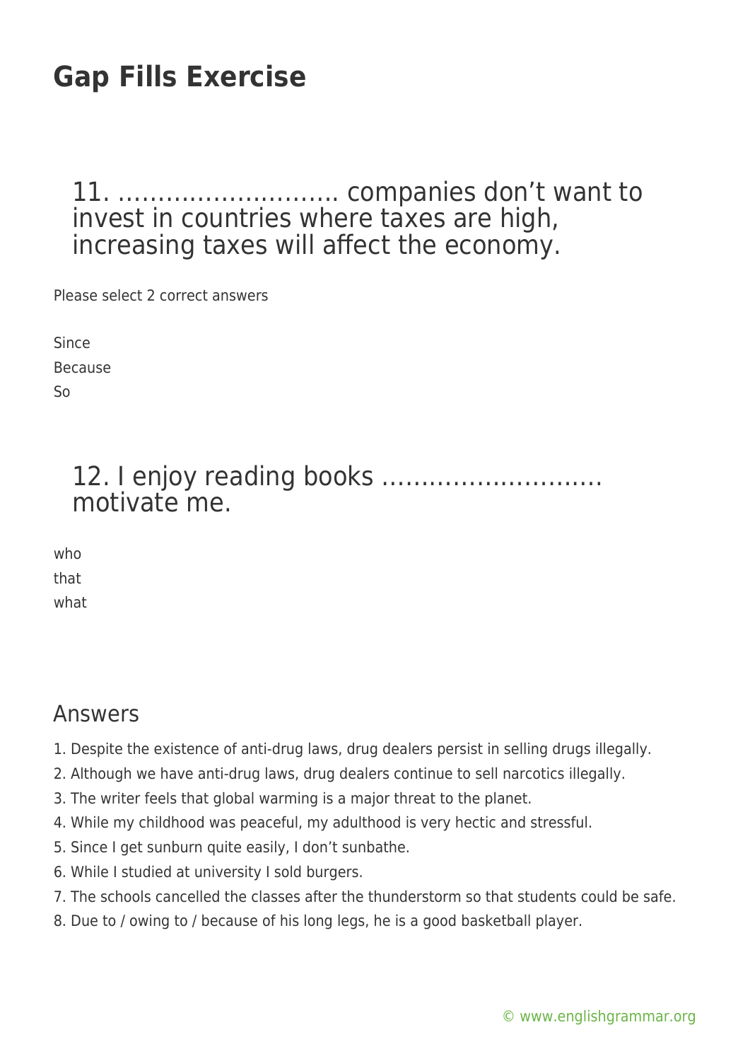# Gap Fills Exercise

## 11. ………………………. companies don't want to invest in countries where taxes are high, increasing taxes will affect the economy.

Please select 2 correct answers

Since
Because
So

## 12. I enjoy reading books ………………………. motivate me.

who
that
what

## Answers

1. Despite the existence of anti-drug laws, drug dealers persist in selling drugs illegally.
2. Although we have anti-drug laws, drug dealers continue to sell narcotics illegally.
3. The writer feels that global warming is a major threat to the planet.
4. While my childhood was peaceful, my adulthood is very hectic and stressful.
5. Since I get sunburn quite easily, I don't sunbathe.
6. While I studied at university I sold burgers.
7. The schools cancelled the classes after the thunderstorm so that students could be safe.
8. Due to / owing to / because of his long legs, he is a good basketball player.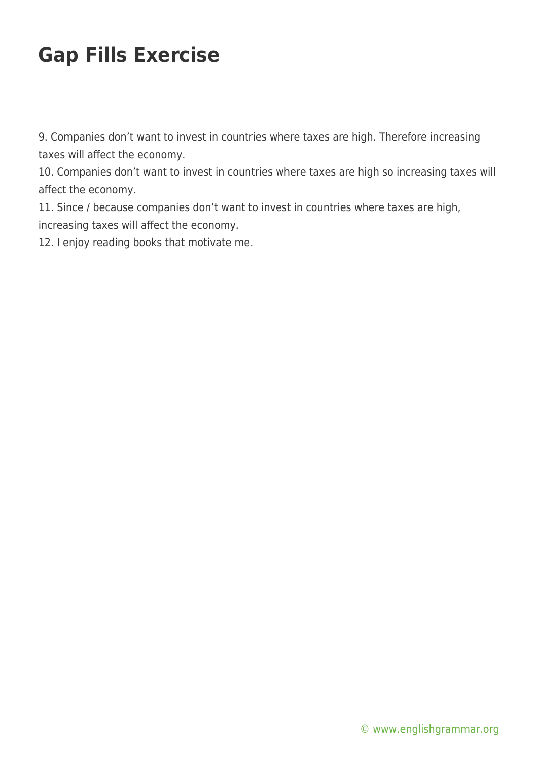# Gap Fills Exercise

9. Companies don't want to invest in countries where taxes are high. Therefore increasing taxes will affect the economy.
10. Companies don't want to invest in countries where taxes are high so increasing taxes will affect the economy.
11. Since / because companies don't want to invest in countries where taxes are high, increasing taxes will affect the economy.
12. I enjoy reading books that motivate me.